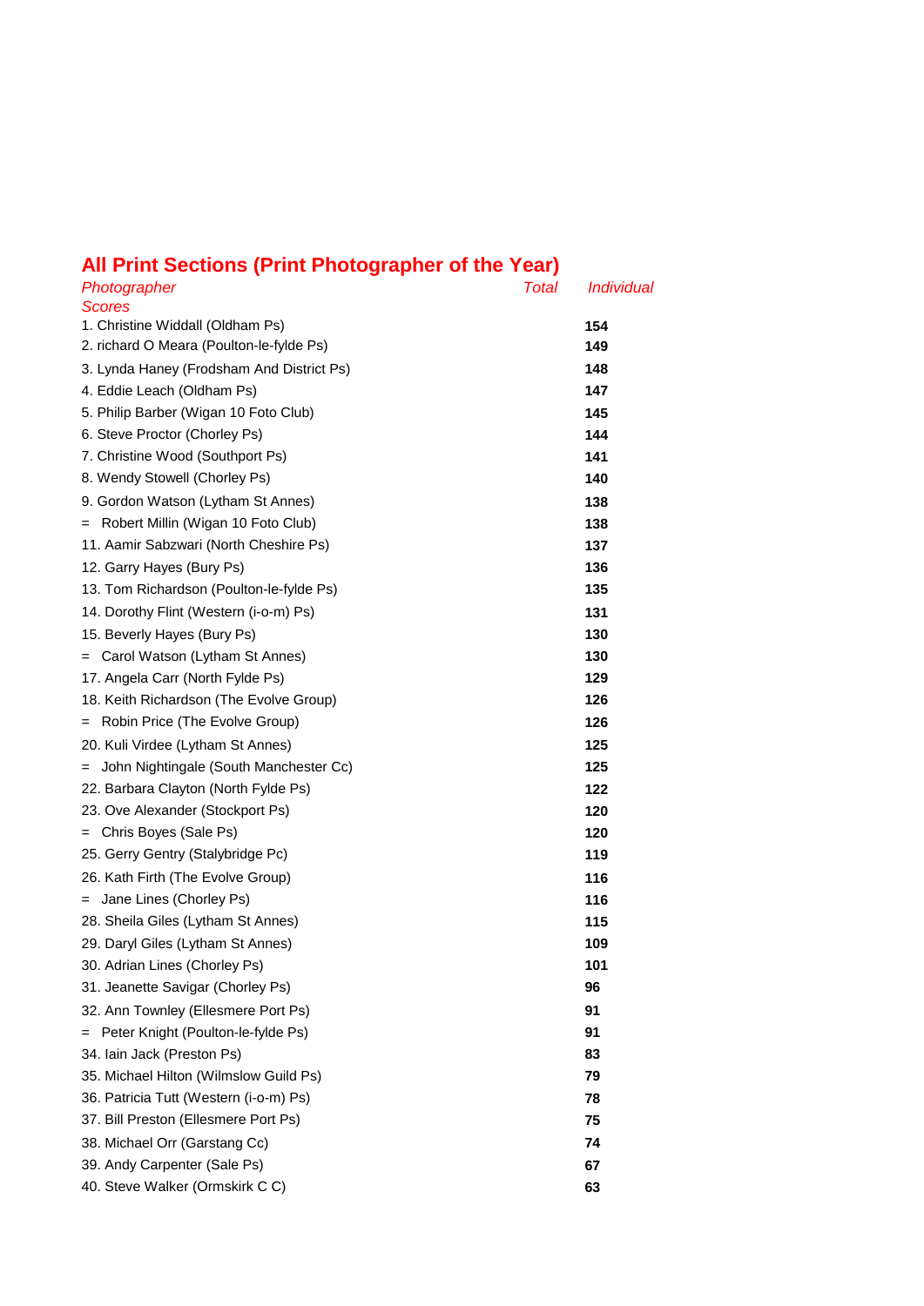## All Print Sections (Print Photographer of the Year)

| Photographer Scores | Total | Individual |
| --- | --- | --- |
| 1. Christine Widdall (Oldham Ps) | 154 | |
| 2. richard O Meara (Poulton-le-fylde Ps) | 149 | |
| 3. Lynda Haney (Frodsham And District Ps) | 148 | |
| 4. Eddie Leach (Oldham Ps) | 147 | |
| 5. Philip Barber (Wigan 10 Foto Club) | 145 | |
| 6. Steve Proctor (Chorley Ps) | 144 | |
| 7. Christine Wood (Southport Ps) | 141 | |
| 8. Wendy Stowell (Chorley Ps) | 140 | |
| 9. Gordon Watson (Lytham St Annes) | 138 | |
| = Robert Millin (Wigan 10 Foto Club) | 138 | |
| 11. Aamir Sabzwari (North Cheshire Ps) | 137 | |
| 12. Garry Hayes (Bury Ps) | 136 | |
| 13. Tom Richardson (Poulton-le-fylde Ps) | 135 | |
| 14. Dorothy Flint (Western (i-o-m) Ps) | 131 | |
| 15. Beverly Hayes (Bury Ps) | 130 | |
| = Carol Watson (Lytham St Annes) | 130 | |
| 17. Angela Carr (North Fylde Ps) | 129 | |
| 18. Keith Richardson (The Evolve Group) | 126 | |
| = Robin Price (The Evolve Group) | 126 | |
| 20. Kuli Virdee (Lytham St Annes) | 125 | |
| = John Nightingale (South Manchester Cc) | 125 | |
| 22. Barbara Clayton (North Fylde Ps) | 122 | |
| 23. Ove Alexander (Stockport Ps) | 120 | |
| = Chris Boyes (Sale Ps) | 120 | |
| 25. Gerry Gentry (Stalybridge Pc) | 119 | |
| 26. Kath Firth (The Evolve Group) | 116 | |
| = Jane Lines (Chorley Ps) | 116 | |
| 28. Sheila Giles (Lytham St Annes) | 115 | |
| 29. Daryl Giles (Lytham St Annes) | 109 | |
| 30. Adrian Lines (Chorley Ps) | 101 | |
| 31. Jeanette Savigar (Chorley Ps) | 96 | |
| 32. Ann Townley (Ellesmere Port Ps) | 91 | |
| = Peter Knight (Poulton-le-fylde Ps) | 91 | |
| 34. Iain Jack (Preston Ps) | 83 | |
| 35. Michael Hilton (Wilmslow Guild Ps) | 79 | |
| 36. Patricia Tutt (Western (i-o-m) Ps) | 78 | |
| 37. Bill Preston (Ellesmere Port Ps) | 75 | |
| 38. Michael Orr (Garstang Cc) | 74 | |
| 39. Andy Carpenter (Sale Ps) | 67 | |
| 40. Steve Walker (Ormskirk C C) | 63 | |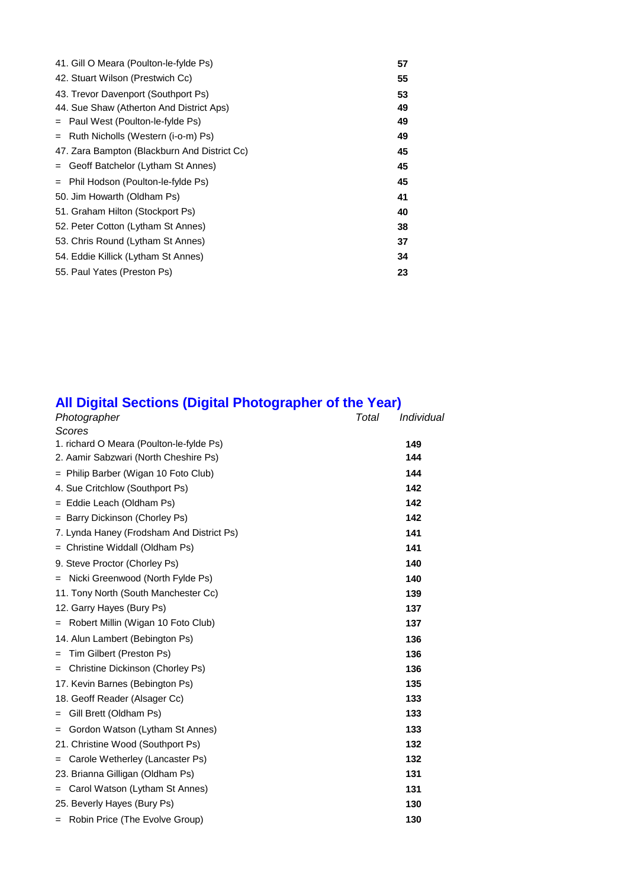| | |
|---|---|
| 41. Gill O Meara (Poulton-le-fylde Ps) | **57** |
| 42. Stuart Wilson (Prestwich Cc) | **55** |
| 43. Trevor Davenport (Southport Ps) | **53** |
| 44. Sue Shaw (Atherton And District Aps) | **49** |
| = Paul West (Poulton-le-fylde Ps) | **49** |
| = Ruth Nicholls (Western (i-o-m) Ps) | **49** |
| 47. Zara Bampton (Blackburn And District Cc) | **45** |
| = Geoff Batchelor (Lytham St Annes) | **45** |
| = Phil Hodson (Poulton-le-fylde Ps) | **45** |
| 50. Jim Howarth (Oldham Ps) | **41** |
| 51. Graham Hilton (Stockport Ps) | **40** |
| 52. Peter Cotton (Lytham St Annes) | **38** |
| 53. Chris Round (Lytham St Annes) | **37** |
| 54. Eddie Killick (Lytham St Annes) | **34** |
| 55. Paul Yates (Preston Ps) | **23** |

## All Digital Sections (Digital Photographer of the Year)

| *Photographer* | *Total* | *Individual Scores* |
|---|---|---|
| 1. richard O Meara (Poulton-le-fylde Ps) | **149** | |
| 2. Aamir Sabzwari (North Cheshire Ps) | **144** | |
| = Philip Barber (Wigan 10 Foto Club) | **144** | |
| 4. Sue Critchlow (Southport Ps) | **142** | |
| = Eddie Leach (Oldham Ps) | **142** | |
| = Barry Dickinson (Chorley Ps) | **142** | |
| 7. Lynda Haney (Frodsham And District Ps) | **141** | |
| = Christine Widdall (Oldham Ps) | **141** | |
| 9. Steve Proctor (Chorley Ps) | **140** | |
| = Nicki Greenwood (North Fylde Ps) | **140** | |
| 11. Tony North (South Manchester Cc) | **139** | |
| 12. Garry Hayes (Bury Ps) | **137** | |
| = Robert Millin (Wigan 10 Foto Club) | **137** | |
| 14. Alun Lambert (Bebington Ps) | **136** | |
| = Tim Gilbert (Preston Ps) | **136** | |
| = Christine Dickinson (Chorley Ps) | **136** | |
| 17. Kevin Barnes (Bebington Ps) | **135** | |
| 18. Geoff Reader (Alsager Cc) | **133** | |
| = Gill Brett (Oldham Ps) | **133** | |
| = Gordon Watson (Lytham St Annes) | **133** | |
| 21. Christine Wood (Southport Ps) | **132** | |
| = Carole Wetherley (Lancaster Ps) | **132** | |
| 23. Brianna Gilligan (Oldham Ps) | **131** | |
| = Carol Watson (Lytham St Annes) | **131** | |
| 25. Beverly Hayes (Bury Ps) | **130** | |
| = Robin Price (The Evolve Group) | **130** | |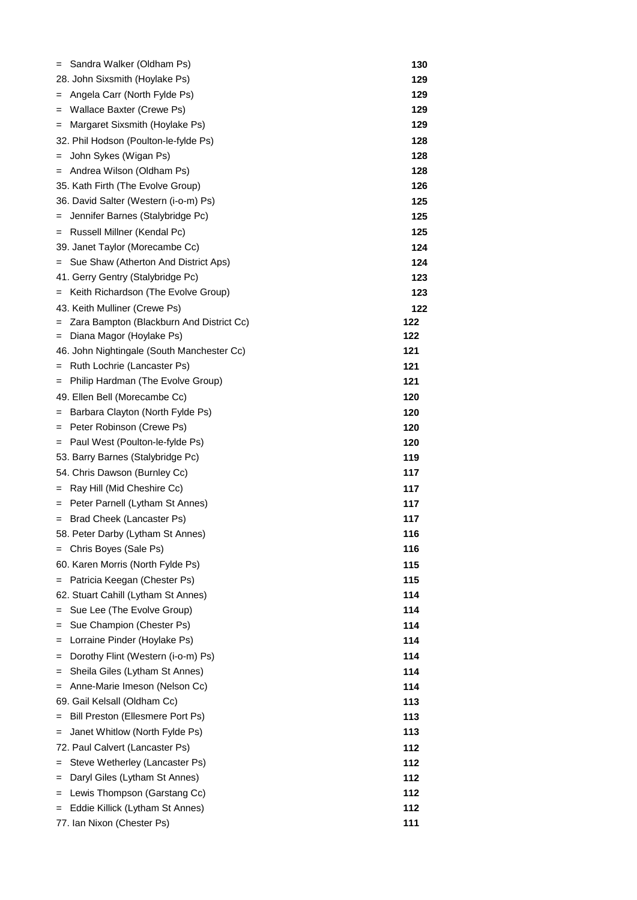| Position | Name | Score |
|---|---|---|
| = | Sandra Walker (Oldham Ps) | 130 |
| 28. | John Sixsmith (Hoylake Ps) | 129 |
| = | Angela Carr (North Fylde Ps) | 129 |
| = | Wallace Baxter (Crewe Ps) | 129 |
| = | Margaret Sixsmith (Hoylake Ps) | 129 |
| 32. | Phil Hodson (Poulton-le-fylde Ps) | 128 |
| = | John Sykes (Wigan Ps) | 128 |
| = | Andrea Wilson (Oldham Ps) | 128 |
| 35. | Kath Firth (The Evolve Group) | 126 |
| 36. | David Salter (Western (i-o-m) Ps) | 125 |
| = | Jennifer Barnes (Stalybridge Pc) | 125 |
| = | Russell Millner (Kendal Pc) | 125 |
| 39. | Janet Taylor (Morecambe Cc) | 124 |
| = | Sue Shaw (Atherton And District Aps) | 124 |
| 41. | Gerry Gentry (Stalybridge Pc) | 123 |
| = | Keith Richardson (The Evolve Group) | 123 |
| 43. | Keith Mulliner (Crewe Ps) | 122 |
| = | Zara Bampton (Blackburn And District Cc) | 122 |
| = | Diana Magor (Hoylake Ps) | 122 |
| 46. | John Nightingale (South Manchester Cc) | 121 |
| = | Ruth Lochrie (Lancaster Ps) | 121 |
| = | Philip Hardman (The Evolve Group) | 121 |
| 49. | Ellen Bell (Morecambe Cc) | 120 |
| = | Barbara Clayton (North Fylde Ps) | 120 |
| = | Peter Robinson (Crewe Ps) | 120 |
| = | Paul West (Poulton-le-fylde Ps) | 120 |
| 53. | Barry Barnes (Stalybridge Pc) | 119 |
| 54. | Chris Dawson (Burnley Cc) | 117 |
| = | Ray Hill (Mid Cheshire Cc) | 117 |
| = | Peter Parnell (Lytham St Annes) | 117 |
| = | Brad Cheek (Lancaster Ps) | 117 |
| 58. | Peter Darby (Lytham St Annes) | 116 |
| = | Chris Boyes (Sale Ps) | 116 |
| 60. | Karen Morris (North Fylde Ps) | 115 |
| = | Patricia Keegan (Chester Ps) | 115 |
| 62. | Stuart Cahill (Lytham St Annes) | 114 |
| = | Sue Lee (The Evolve Group) | 114 |
| = | Sue Champion (Chester Ps) | 114 |
| = | Lorraine Pinder (Hoylake Ps) | 114 |
| = | Dorothy Flint (Western (i-o-m) Ps) | 114 |
| = | Sheila Giles (Lytham St Annes) | 114 |
| = | Anne-Marie Imeson (Nelson Cc) | 114 |
| 69. | Gail Kelsall (Oldham Cc) | 113 |
| = | Bill Preston (Ellesmere Port Ps) | 113 |
| = | Janet Whitlow (North Fylde Ps) | 113 |
| 72. | Paul Calvert (Lancaster Ps) | 112 |
| = | Steve Wetherley (Lancaster Ps) | 112 |
| = | Daryl Giles (Lytham St Annes) | 112 |
| = | Lewis Thompson (Garstang Cc) | 112 |
| = | Eddie Killick (Lytham St Annes) | 112 |
| 77. | Ian Nixon (Chester Ps) | 111 |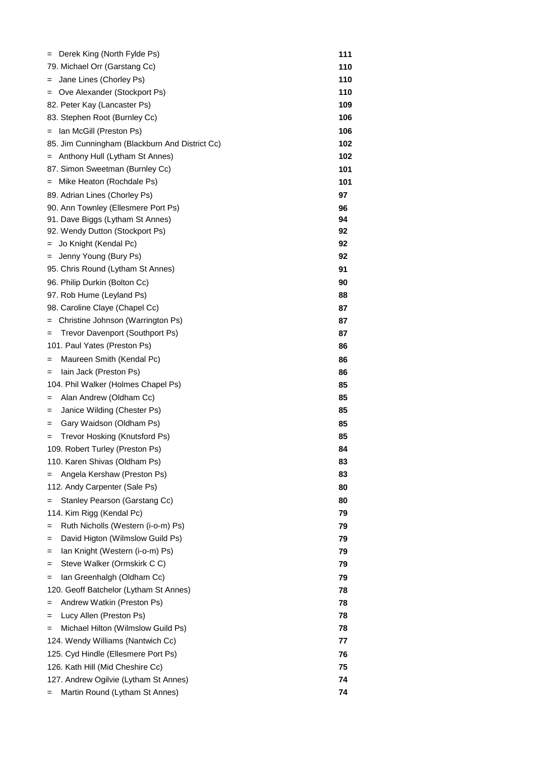| | |
|---|---|
| = Derek King (North Fylde Ps) | **111** |
| 79. Michael Orr (Garstang Cc) | **110** |
| = Jane Lines (Chorley Ps) | **110** |
| = Ove Alexander (Stockport Ps) | **110** |
| 82. Peter Kay (Lancaster Ps) | **109** |
| 83. Stephen Root (Burnley Cc) | **106** |
| = Ian McGill (Preston Ps) | **106** |
| 85. Jim Cunningham (Blackburn And District Cc) | **102** |
| = Anthony Hull (Lytham St Annes) | **102** |
| 87. Simon Sweetman (Burnley Cc) | **101** |
| = Mike Heaton (Rochdale Ps) | **101** |
| 89. Adrian Lines (Chorley Ps) | **97** |
| 90. Ann Townley (Ellesmere Port Ps) | **96** |
| 91. Dave Biggs (Lytham St Annes) | **94** |
| 92. Wendy Dutton (Stockport Ps) | **92** |
| = Jo Knight (Kendal Pc) | **92** |
| = Jenny Young (Bury Ps) | **92** |
| 95. Chris Round (Lytham St Annes) | **91** |
| 96. Philip Durkin (Bolton Cc) | **90** |
| 97. Rob Hume (Leyland Ps) | **88** |
| 98. Caroline Claye (Chapel Cc) | **87** |
| = Christine Johnson (Warrington Ps) | **87** |
| = Trevor Davenport (Southport Ps) | **87** |
| 101. Paul Yates (Preston Ps) | **86** |
| = Maureen Smith (Kendal Pc) | **86** |
| = Iain Jack (Preston Ps) | **86** |
| 104. Phil Walker (Holmes Chapel Ps) | **85** |
| = Alan Andrew (Oldham Cc) | **85** |
| = Janice Wilding (Chester Ps) | **85** |
| = Gary Waidson (Oldham Ps) | **85** |
| = Trevor Hosking (Knutsford Ps) | **85** |
| 109. Robert Turley (Preston Ps) | **84** |
| 110. Karen Shivas (Oldham Ps) | **83** |
| = Angela Kershaw (Preston Ps) | **83** |
| 112. Andy Carpenter (Sale Ps) | **80** |
| = Stanley Pearson (Garstang Cc) | **80** |
| 114. Kim Rigg (Kendal Pc) | **79** |
| = Ruth Nicholls (Western (i-o-m) Ps) | **79** |
| = David Higton (Wilmslow Guild Ps) | **79** |
| = Ian Knight (Western (i-o-m) Ps) | **79** |
| = Steve Walker (Ormskirk C C) | **79** |
| = Ian Greenhalgh (Oldham Cc) | **79** |
| 120. Geoff Batchelor (Lytham St Annes) | **78** |
| = Andrew Watkin (Preston Ps) | **78** |
| = Lucy Allen (Preston Ps) | **78** |
| = Michael Hilton (Wilmslow Guild Ps) | **78** |
| 124. Wendy Williams (Nantwich Cc) | **77** |
| 125. Cyd Hindle (Ellesmere Port Ps) | **76** |
| 126. Kath Hill (Mid Cheshire Cc) | **75** |
| 127. Andrew Ogilvie (Lytham St Annes) | **74** |
| = Martin Round (Lytham St Annes) | **74** |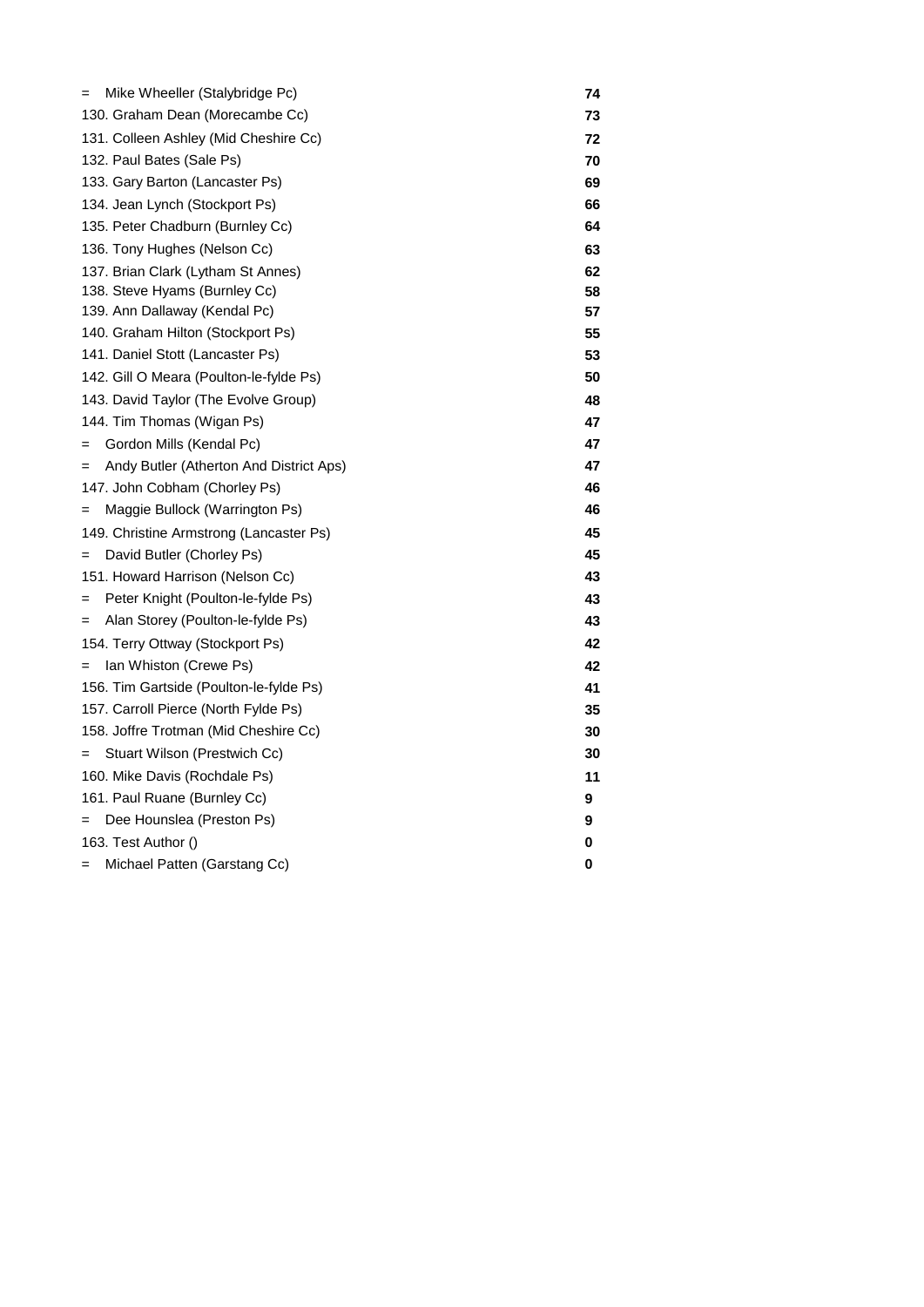| | |
|---|---|
| = Mike Wheeller (Stalybridge Pc) | **74** |
| 130. Graham Dean (Morecambe Cc) | **73** |
| 131. Colleen Ashley (Mid Cheshire Cc) | **72** |
| 132. Paul Bates (Sale Ps) | **70** |
| 133. Gary Barton (Lancaster Ps) | **69** |
| 134. Jean Lynch (Stockport Ps) | **66** |
| 135. Peter Chadburn (Burnley Cc) | **64** |
| 136. Tony Hughes (Nelson Cc) | **63** |
| 137. Brian Clark (Lytham St Annes) | **62** |
| 138. Steve Hyams (Burnley Cc) | **58** |
| 139. Ann Dallaway (Kendal Pc) | **57** |
| 140. Graham Hilton (Stockport Ps) | **55** |
| 141. Daniel Stott (Lancaster Ps) | **53** |
| 142. Gill O Meara (Poulton-le-fylde Ps) | **50** |
| 143. David Taylor (The Evolve Group) | **48** |
| 144. Tim Thomas (Wigan Ps) | **47** |
| = Gordon Mills (Kendal Pc) | **47** |
| = Andy Butler (Atherton And District Aps) | **47** |
| 147. John Cobham (Chorley Ps) | **46** |
| = Maggie Bullock (Warrington Ps) | **46** |
| 149. Christine Armstrong (Lancaster Ps) | **45** |
| = David Butler (Chorley Ps) | **45** |
| 151. Howard Harrison (Nelson Cc) | **43** |
| = Peter Knight (Poulton-le-fylde Ps) | **43** |
| = Alan Storey (Poulton-le-fylde Ps) | **43** |
| 154. Terry Ottway (Stockport Ps) | **42** |
| = Ian Whiston (Crewe Ps) | **42** |
| 156. Tim Gartside (Poulton-le-fylde Ps) | **41** |
| 157. Carroll Pierce (North Fylde Ps) | **35** |
| 158. Joffre Trotman (Mid Cheshire Cc) | **30** |
| = Stuart Wilson (Prestwich Cc) | **30** |
| 160. Mike Davis (Rochdale Ps) | **11** |
| 161. Paul Ruane (Burnley Cc) | **9** |
| = Dee Hounslea (Preston Ps) | **9** |
| 163. Test Author () | **0** |
| = Michael Patten (Garstang Cc) | **0** |